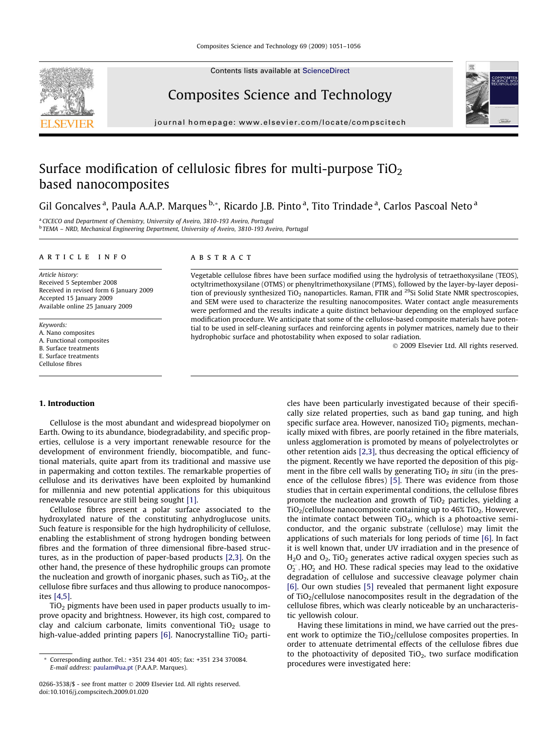# Surface modification of cellulosic fibres for multi-purpose $TiO_2$ based nanocomposites

Gil Goncalves [a], Paula A.A.P. Marques [b,*], Ricardo J.B. Pinto [a], Tito Trindade [a], Carlos Pascoal Neto [a]

[a] CICECO and Department of Chemistry, University of Aveiro, 3810-193 Aveiro, Portugal
[b] TEMA – NRD, Mechanical Engineering Department, University of Aveiro, 3810-193 Aveiro, Portugal

## ARTICLE INFO

*Article history:*
Received 5 September 2008
Received in revised form 6 January 2009
Accepted 15 January 2009
Available online 25 January 2009

*Keywords:*
A. Nano composites
A. Functional composites
B. Surface treatments
E. Surface treatments
Cellulose fibres

## ABSTRACT

Vegetable cellulose fibres have been surface modified using the hydrolysis of tetraethoxysilane (TEOS), octyltrimethoxysilane (OTMS) or phenyltrimethoxysilane (PTMS), followed by the layer-by-layer deposition of previously synthesized $TiO_2$ nanoparticles. Raman, FTIR and $^{29}Si$ Solid State NMR spectroscopies, and SEM were used to characterize the resulting nanocomposites. Water contact angle measurements were performed and the results indicate a quite distinct behaviour depending on the employed surface modification procedure. We anticipate that some of the cellulose-based composite materials have potential to be used in self-cleaning surfaces and reinforcing agents in polymer matrices, namely due to their hydrophobic surface and photostability when exposed to solar radiation.

© 2009 Elsevier Ltd. All rights reserved.

## 1. Introduction

Cellulose is the most abundant and widespread biopolymer on Earth. Owing to its abundance, biodegradability, and specific properties, cellulose is a very important renewable resource for the development of environment friendly, biocompatible, and functional materials, quite apart from its traditional and massive use in papermaking and cotton textiles. The remarkable properties of cellulose and its derivatives have been exploited by humankind for millennia and new potential applications for this ubiquitous renewable resource are still being sought [1].

Cellulose fibres present a polar surface associated to the hydroxylated nature of the constituting anhydroglucose units. Such feature is responsible for the high hydrophilicity of cellulose, enabling the establishment of strong hydrogen bonding between fibres and the formation of three dimensional fibre-based structures, as in the production of paper-based products [2,3]. On the other hand, the presence of these hydrophilic groups can promote the nucleation and growth of inorganic phases, such as $TiO_2$, at the cellulose fibre surfaces and thus allowing to produce nanocomposites [4,5].

$TiO_2$ pigments have been used in paper products usually to improve opacity and brightness. However, its high cost, compared to clay and calcium carbonate, limits conventional $TiO_2$ usage to high-value-added printing papers [6]. Nanocrystalline $TiO_2$ particles have been particularly investigated because of their specifically size related properties, such as band gap tuning, and high specific surface area. However, nanosized $TiO_2$ pigments, mechanically mixed with fibres, are poorly retained in the fibre materials, unless agglomeration is promoted by means of polyelectrolytes or other retention aids [2,3], thus decreasing the optical efficiency of the pigment. Recently we have reported the deposition of this pigment in the fibre cell walls by generating $TiO_2$ *in situ* (in the presence of the cellulose fibres) [5]. There was evidence from those studies that in certain experimental conditions, the cellulose fibres promote the nucleation and growth of $TiO_2$ particles, yielding a $TiO_2$/cellulose nanocomposite containing up to 46% $TiO_2$. However, the intimate contact between $TiO_2$, which is a photoactive semiconductor, and the organic substrate (cellulose) may limit the applications of such materials for long periods of time [6]. In fact it is well known that, under UV irradiation and in the presence of $H_2O$ and $O_2$, $TiO_2$ generates active radical oxygen species such as $O_2^-$, $HO_2$ and HO. These radical species may lead to the oxidative degradation of cellulose and successive cleavage polymer chain [6]. Our own studies [5] revealed that permanent light exposure of $TiO_2$/cellulose nanocomposites result in the degradation of the cellulose fibres, which was clearly noticeable by an uncharacteristic yellowish colour.

Having these limitations in mind, we have carried out the present work to optimize the $TiO_2$/cellulose composites properties. In order to attenuate detrimental effects of the cellulose fibres due to the photoactivity of deposited $TiO_2$, two surface modification procedures were investigated here:

\* Corresponding author. Tel.: +351 234 401 405; fax: +351 234 370084.
E-mail address: paulam@ua.pt (P.A.A.P. Marques).

0266-3538/$ - see front matter © 2009 Elsevier Ltd. All rights reserved.
doi:10.1016/j.compscitech.2009.01.020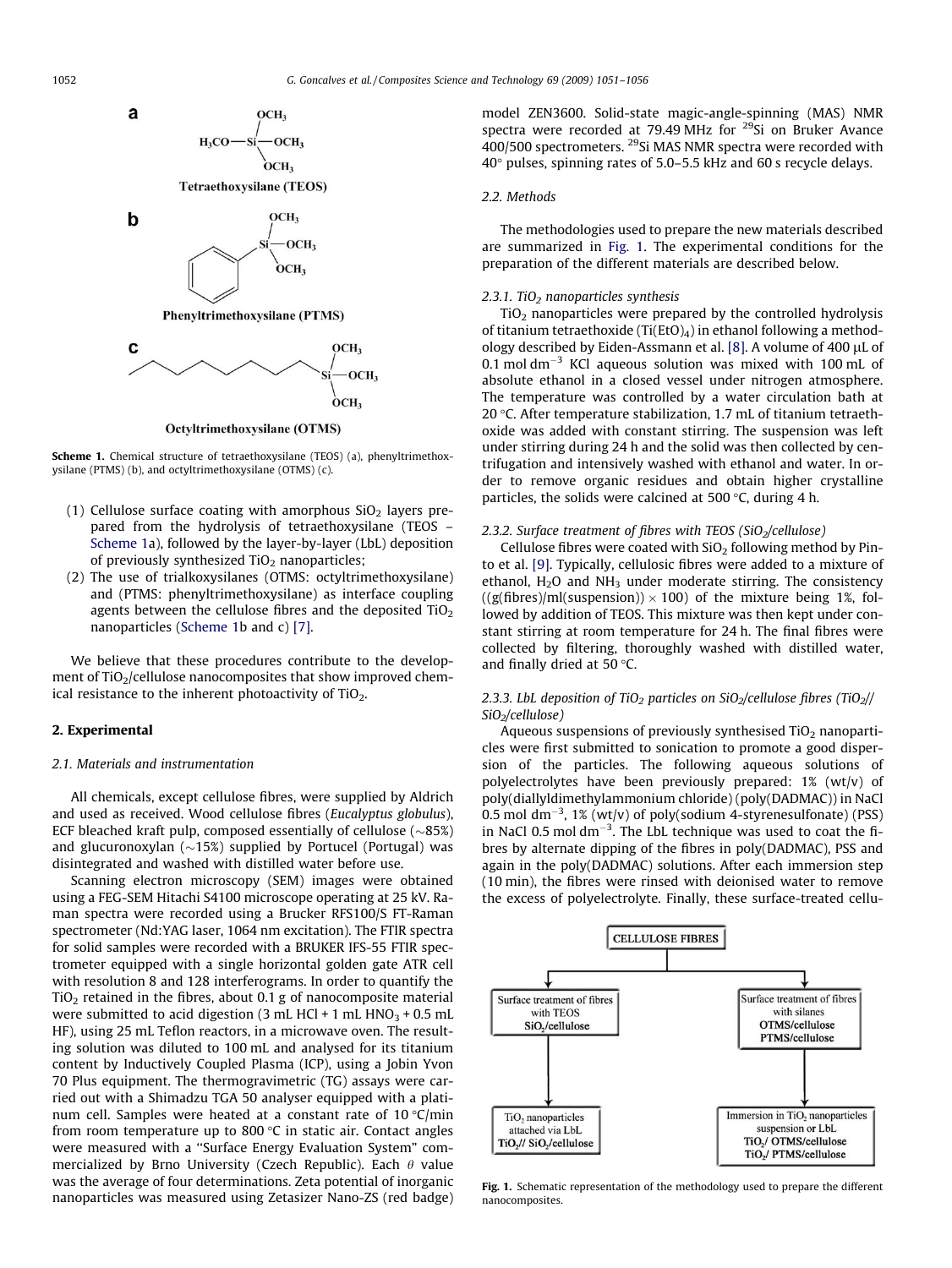**Scheme 1.** Chemical structure of tetraethoxysilane (TEOS) (a), phenyltrimethoxysilane (PTMS) (b), and octyltrimethoxysilane (OTMS) (c).

(1) Cellulose surface coating with amorphous $SiO_2$ layers prepared from the hydrolysis of tetraethoxysilane (TEOS – Scheme 1a), followed by the layer-by-layer (LbL) deposition of previously synthesized $TiO_2$ nanoparticles;

(2) The use of trialkoxysilanes (OTMS: octyltrimethoxysilane) and (PTMS: phenyltrimethoxysilane) as interface coupling agents between the cellulose fibres and the deposited $TiO_2$ nanoparticles (Scheme 1b and c) [7].

We believe that these procedures contribute to the development of $TiO_2$/cellulose nanocomposites that show improved chemical resistance to the inherent photoactivity of $TiO_2$.

## 2. Experimental

### 2.1. Materials and instrumentation

All chemicals, except cellulose fibres, were supplied by Aldrich and used as received. Wood cellulose fibres (*Eucalyptus globulus*), ECF bleached kraft pulp, composed essentially of cellulose (~85%) and glucuronoxylan (~15%) supplied by Portucel (Portugal) was disintegrated and washed with distilled water before use.

Scanning electron microscopy (SEM) images were obtained using a FEG-SEM Hitachi S4100 microscope operating at 25 kV. Raman spectra were recorded using a Brucker RFS100/S FT-Raman spectrometer (Nd:YAG laser, 1064 nm excitation). The FTIR spectra for solid samples were recorded with a BRUKER IFS-55 FTIR spectrometer equipped with a single horizontal golden gate ATR cell with resolution 8 and 128 interferograms. In order to quantify the $TiO_2$ retained in the fibres, about 0.1 g of nanocomposite material were submitted to acid digestion (3 mL HCl + 1 mL $HNO_3$ + 0.5 mL HF), using 25 mL Teflon reactors, in a microwave oven. The resulting solution was diluted to 100 mL and analysed for its titanium content by Inductively Coupled Plasma (ICP), using a Jobin Yvon 70 Plus equipment. The thermogravimetric (TG) assays were carried out with a Shimadzu TGA 50 analyser equipped with a platinum cell. Samples were heated at a constant rate of 10 °C/min from room temperature up to 800 °C in static air. Contact angles were measured with a "Surface Energy Evaluation System" commercialized by Brno University (Czech Republic). Each $\theta$ value was the average of four determinations. Zeta potential of inorganic nanoparticles was measured using Zetasizer Nano-ZS (red badge) model ZEN3600. Solid-state magic-angle-spinning (MAS) NMR spectra were recorded at 79.49 MHz for $^{29}Si$ on Bruker Avance 400/500 spectrometers. $^{29}Si$ MAS NMR spectra were recorded with 40° pulses, spinning rates of 5.0–5.5 kHz and 60 s recycle delays.

### 2.2. Methods

The methodologies used to prepare the new materials described are summarized in Fig. 1. The experimental conditions for the preparation of the different materials are described below.

#### 2.3.1. $TiO_2$ nanoparticles synthesis

$TiO_2$ nanoparticles were prepared by the controlled hydrolysis of titanium tetraethoxide ($Ti(EtO)_4$) in ethanol following a methodology described by Eiden-Assmann et al. [8]. A volume of 400 µL of 0.1 mol $dm^{-3}$ KCl aqueous solution was mixed with 100 mL of absolute ethanol in a closed vessel under nitrogen atmosphere. The temperature was controlled by a water circulation bath at 20 °C. After temperature stabilization, 1.7 mL of titanium tetraethoxide was added with constant stirring. The suspension was left under stirring during 24 h and the solid was then collected by centrifugation and intensively washed with ethanol and water. In order to remove organic residues and obtain higher crystalline particles, the solids were calcined at 500 °C, during 4 h.

#### 2.3.2. Surface treatment of fibres with TEOS ($SiO_2$/cellulose)

Cellulose fibres were coated with $SiO_2$ following method by Pinto et al. [9]. Typically, cellulosic fibres were added to a mixture of ethanol, $H_2O$ and $NH_3$ under moderate stirring. The consistency ((g(fibres)/ml(suspension)) × 100) of the mixture being 1%, followed by addition of TEOS. This mixture was then kept under constant stirring at room temperature for 24 h. The final fibres were collected by filtering, thoroughly washed with distilled water, and finally dried at 50 °C.

#### 2.3.3. LbL deposition of $TiO_2$ particles on $SiO_2$/cellulose fibres ($TiO_2$// $SiO_2$/cellulose)

Aqueous suspensions of previously synthesised $TiO_2$ nanoparticles were first submitted to sonication to promote a good dispersion of the particles. The following aqueous solutions of polyelectrolytes have been previously prepared: 1% (wt/v) of poly(diallyldimethylammonium chloride) (poly(DADMAC)) in NaCl 0.5 mol $dm^{-3}$, 1% (wt/v) of poly(sodium 4-styrenesulfonate) (PSS) in NaCl 0.5 mol $dm^{-3}$. The LbL technique was used to coat the fibres by alternate dipping of the fibres in poly(DADMAC), PSS and again in the poly(DADMAC) solutions. After each immersion step (10 min), the fibres were rinsed with deionised water to remove the excess of polyelectrolyte. Finally, these surface-treated cellu-

**Fig. 1.** Schematic representation of the methodology used to prepare the different nanocomposites.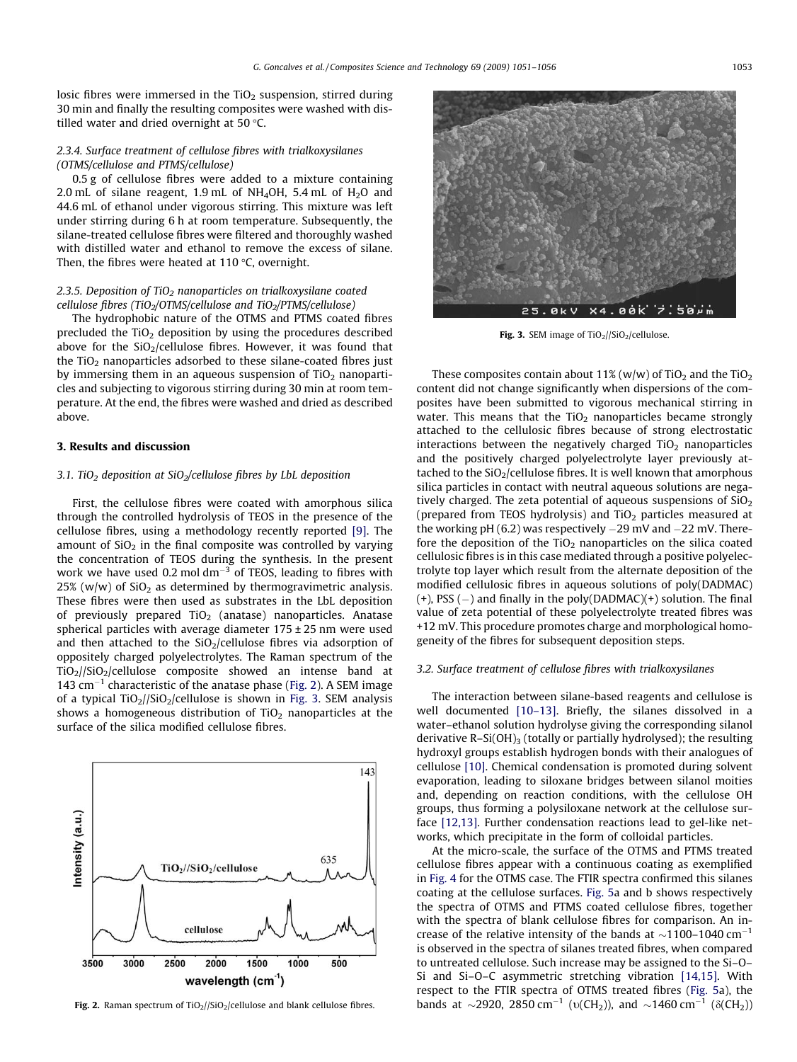losic fibres were immersed in the $TiO_2$ suspension, stirred during 30 min and finally the resulting composites were washed with distilled water and dried overnight at 50 °C.

#### 2.3.4. Surface treatment of cellulose fibres with trialkoxysilanes (OTMS/cellulose and PTMS/cellulose)

0.5 g of cellulose fibres were added to a mixture containing 2.0 mL of silane reagent, 1.9 mL of $NH_4OH$, 5.4 mL of $H_2O$ and 44.6 mL of ethanol under vigorous stirring. This mixture was left under stirring during 6 h at room temperature. Subsequently, the silane-treated cellulose fibres were filtered and thoroughly washed with distilled water and ethanol to remove the excess of silane. Then, the fibres were heated at 110 °C, overnight.

#### 2.3.5. Deposition of $TiO_2$ nanoparticles on trialkoxysilane coated cellulose fibres ($TiO_2$/OTMS/cellulose and $TiO_2$/PTMS/cellulose)

The hydrophobic nature of the OTMS and PTMS coated fibres precluded the $TiO_2$ deposition by using the procedures described above for the $SiO_2$/cellulose fibres. However, it was found that the $TiO_2$ nanoparticles adsorbed to these silane-coated fibres just by immersing them in an aqueous suspension of $TiO_2$ nanoparticles and subjecting to vigorous stirring during 30 min at room temperature. At the end, the fibres were washed and dried as described above.

## 3. Results and discussion

### 3.1. $TiO_2$ deposition at $SiO_2$/cellulose fibres by LbL deposition

First, the cellulose fibres were coated with amorphous silica through the controlled hydrolysis of TEOS in the presence of the cellulose fibres, using a methodology recently reported [9]. The amount of $SiO_2$ in the final composite was controlled by varying the concentration of TEOS during the synthesis. In the present work we have used 0.2 mol dm$^{-3}$ of TEOS, leading to fibres with 25% (w/w) of $SiO_2$ as determined by thermogravimetric analysis. These fibres were then used as substrates in the LbL deposition of previously prepared $TiO_2$ (anatase) nanoparticles. Anatase spherical particles with average diameter 175 ± 25 nm were used and then attached to the $SiO_2$/cellulose fibres via adsorption of oppositely charged polyelectrolytes. The Raman spectrum of the $TiO_2$//$SiO_2$/cellulose composite showed an intense band at 143 cm$^{-1}$ characteristic of the anatase phase (Fig. 2). A SEM image of a typical $TiO_2$//$SiO_2$/cellulose is shown in Fig. 3. SEM analysis shows a homogeneous distribution of $TiO_2$ nanoparticles at the surface of the silica modified cellulose fibres.

Fig. 2. Raman spectrum of $TiO_2$//$SiO_2$/cellulose and blank cellulose fibres.

Fig. 3. SEM image of $TiO_2$//$SiO_2$/cellulose.

These composites contain about 11% (w/w) of $TiO_2$ and the $TiO_2$ content did not change significantly when dispersions of the composites have been submitted to vigorous mechanical stirring in water. This means that the $TiO_2$ nanoparticles became strongly attached to the cellulosic fibres because of strong electrostatic interactions between the negatively charged $TiO_2$ nanoparticles and the positively charged polyelectrolyte layer previously attached to the $SiO_2$/cellulose fibres. It is well known that amorphous silica particles in contact with neutral aqueous solutions are negatively charged. The zeta potential of aqueous suspensions of $SiO_2$ (prepared from TEOS hydrolysis) and $TiO_2$ particles measured at the working pH (6.2) was respectively −29 mV and −22 mV. Therefore the deposition of the $TiO_2$ nanoparticles on the silica coated cellulosic fibres is in this case mediated through a positive polyelectrolyte top layer which result from the alternate deposition of the modified cellulosic fibres in aqueous solutions of poly(DADMAC) (+), PSS (−) and finally in the poly(DADMAC)(+) solution. The final value of zeta potential of these polyelectrolyte treated fibres was +12 mV. This procedure promotes charge and morphological homogeneity of the fibres for subsequent deposition steps.

### 3.2. Surface treatment of cellulose fibres with trialkoxysilanes

The interaction between silane-based reagents and cellulose is well documented [10–13]. Briefly, the silanes dissolved in a water–ethanol solution hydrolyse giving the corresponding silanol derivative R–Si(OH)$_3$ (totally or partially hydrolysed); the resulting hydroxyl groups establish hydrogen bonds with their analogues of cellulose [10]. Chemical condensation is promoted during solvent evaporation, leading to siloxane bridges between silanol moities and, depending on reaction conditions, with the cellulose OH groups, thus forming a polysiloxane network at the cellulose surface [12,13]. Further condensation reactions lead to gel-like networks, which precipitate in the form of colloidal particles.

At the micro-scale, the surface of the OTMS and PTMS treated cellulose fibres appear with a continuous coating as exemplified in Fig. 4 for the OTMS case. The FTIR spectra confirmed this silanes coating at the cellulose surfaces. Fig. 5a and b shows respectively the spectra of OTMS and PTMS coated cellulose fibres, together with the spectra of blank cellulose fibres for comparison. An increase of the relative intensity of the bands at ~1100–1040 cm$^{-1}$ is observed in the spectra of silanes treated fibres, when compared to untreated cellulose. Such increase may be assigned to the Si–O–Si and Si–O–C asymmetric stretching vibration [14,15]. With respect to the FTIR spectra of OTMS treated fibres (Fig. 5a), the bands at ~2920, 2850 cm$^{-1}$ ($\upsilon(CH_2)$), and ~1460 cm$^{-1}$ ($\delta(CH_2)$)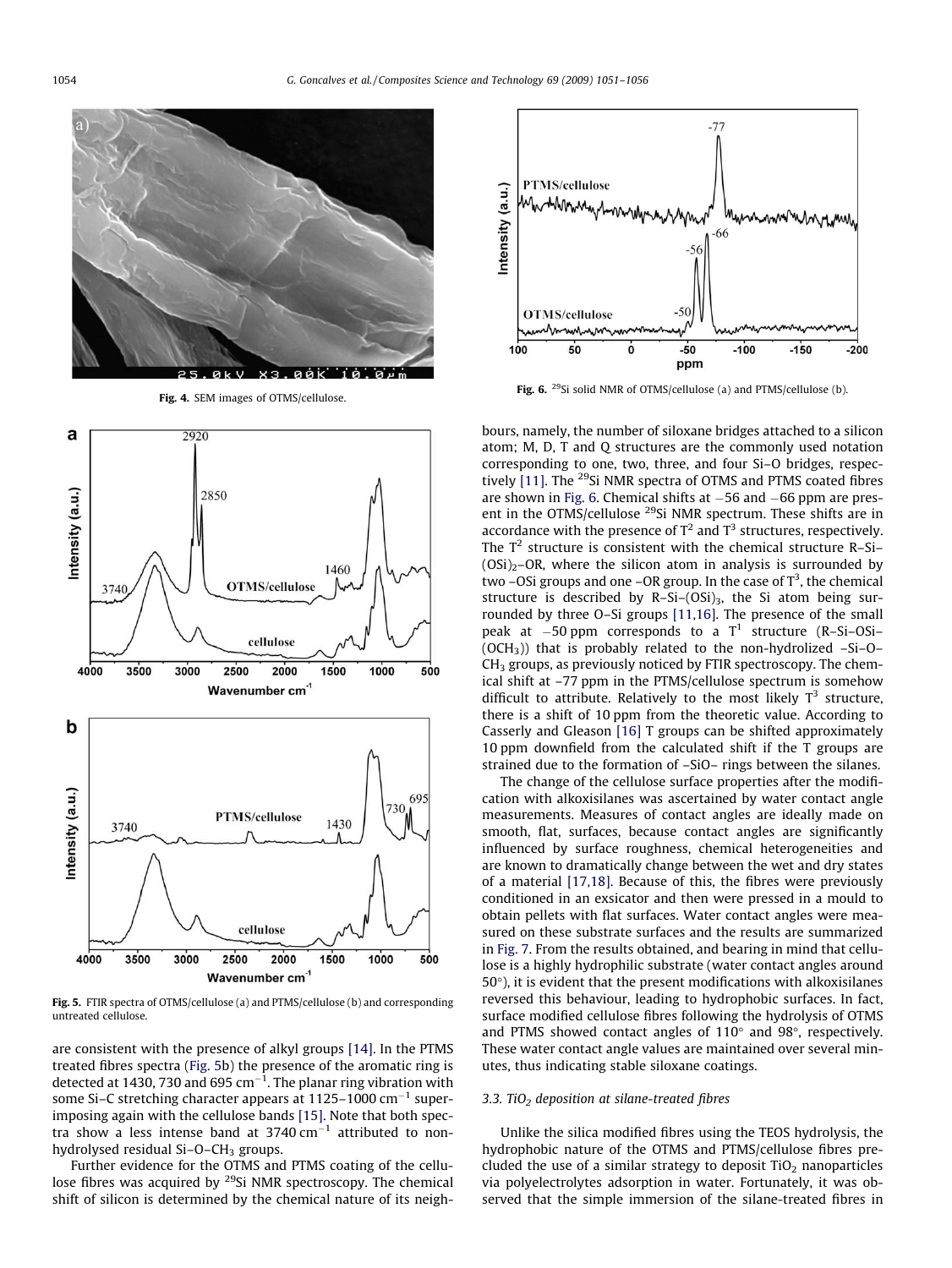Fig. 4. SEM images of OTMS/cellulose.

Fig. 5. FTIR spectra of OTMS/cellulose (a) and PTMS/cellulose (b) and corresponding untreated cellulose.

are consistent with the presence of alkyl groups [14]. In the PTMS treated fibres spectra (Fig. 5b) the presence of the aromatic ring is detected at 1430, 730 and 695 $cm^{-1}$. The planar ring vibration with some Si–C stretching character appears at 1125–1000 $cm^{-1}$ superimposing again with the cellulose bands [15]. Note that both spectra show a less intense band at 3740 $cm^{-1}$ attributed to non-hydrolysed residual Si–O–$CH_3$ groups.

Further evidence for the OTMS and PTMS coating of the cellulose fibres was acquired by $^{29}$Si NMR spectroscopy. The chemical shift of silicon is determined by the chemical nature of its neighbours, namely, the number of siloxane bridges attached to a silicon atom; M, D, T and Q structures are the commonly used notation corresponding to one, two, three, and four Si–O bridges, respectively [11]. The $^{29}$Si NMR spectra of OTMS and PTMS coated fibres are shown in Fig. 6. Chemical shifts at −56 and −66 ppm are present in the OTMS/cellulose $^{29}$Si NMR spectrum. These shifts are in accordance with the presence of $T^2$ and $T^3$ structures, respectively. The $T^2$ structure is consistent with the chemical structure R–Si–$(OSi)_2$–OR, where the silicon atom in analysis is surrounded by two –OSi groups and one –OR group. In the case of $T^3$, the chemical structure is described by R–Si–$(OSi)_3$, the Si atom being surrounded by three O–Si groups [11,16]. The presence of the small peak at −50 ppm corresponds to a $T^1$ structure (R–Si–OSi–$(OCH_3)$) that is probably related to the non-hydrolized –Si–O–$CH_3$ groups, as previously noticed by FTIR spectroscopy. The chemical shift at −77 ppm in the PTMS/cellulose spectrum is somehow difficult to attribute. Relatively to the most likely $T^3$ structure, there is a shift of 10 ppm from the theoretic value. According to Casserly and Gleason [16] T groups can be shifted approximately 10 ppm downfield from the calculated shift if the T groups are strained due to the formation of –SiO– rings between the silanes.

Fig. 6. $^{29}$Si solid NMR of OTMS/cellulose (a) and PTMS/cellulose (b).

The change of the cellulose surface properties after the modification with alkoxisilanes was ascertained by water contact angle measurements. Measures of contact angles are ideally made on smooth, flat, surfaces, because contact angles are significantly influenced by surface roughness, chemical heterogeneities and are known to dramatically change between the wet and dry states of a material [17,18]. Because of this, the fibres were previously conditioned in an exsicator and then were pressed in a mould to obtain pellets with flat surfaces. Water contact angles were measured on these substrate surfaces and the results are summarized in Fig. 7. From the results obtained, and bearing in mind that cellulose is a highly hydrophilic substrate (water contact angles around 50°), it is evident that the present modifications with alkoxisilanes reversed this behaviour, leading to hydrophobic surfaces. In fact, surface modified cellulose fibres following the hydrolysis of OTMS and PTMS showed contact angles of 110° and 98°, respectively. These water contact angle values are maintained over several minutes, thus indicating stable siloxane coatings.

### 3.3. $TiO_2$ deposition at silane-treated fibres

Unlike the silica modified fibres using the TEOS hydrolysis, the hydrophobic nature of the OTMS and PTMS/cellulose fibres precluded the use of a similar strategy to deposit $TiO_2$ nanoparticles via polyelectrolytes adsorption in water. Fortunately, it was observed that the simple immersion of the silane-treated fibres in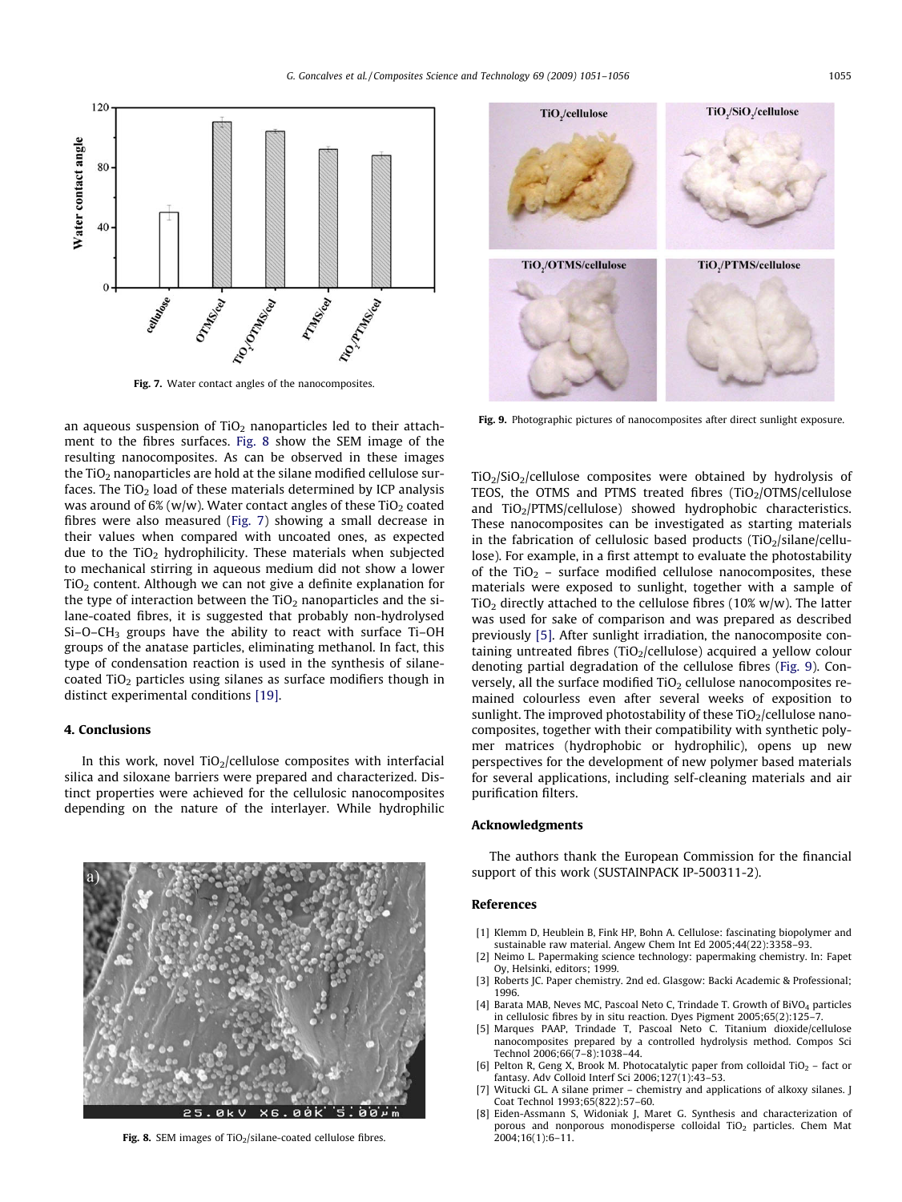Fig. 7. Water contact angles of the nanocomposites.

an aqueous suspension of $TiO_2$ nanoparticles led to their attachment to the fibres surfaces. Fig. 8 show the SEM image of the resulting nanocomposites. As can be observed in these images the $TiO_2$ nanoparticles are hold at the silane modified cellulose surfaces. The $TiO_2$ load of these materials determined by ICP analysis was around of 6% (w/w). Water contact angles of these $TiO_2$ coated fibres were also measured (Fig. 7) showing a small decrease in their values when compared with uncoated ones, as expected due to the $TiO_2$ hydrophilicity. These materials when subjected to mechanical stirring in aqueous medium did not show a lower $TiO_2$ content. Although we can not give a definite explanation for the type of interaction between the $TiO_2$ nanoparticles and the silane-coated fibres, it is suggested that probably non-hydrolysed $Si–O–CH_3$ groups have the ability to react with surface Ti–OH groups of the anatase particles, eliminating methanol. In fact, this type of condensation reaction is used in the synthesis of silane-coated $TiO_2$ particles using silanes as surface modifiers though in distinct experimental conditions [19].

## 4. Conclusions

In this work, novel $TiO_2$/cellulose composites with interfacial silica and siloxane barriers were prepared and characterized. Distinct properties were achieved for the cellulosic nanocomposites depending on the nature of the interlayer. While hydrophilic $TiO_2/SiO_2$/cellulose composites were obtained by hydrolysis of TEOS, the OTMS and PTMS treated fibres ($TiO_2$/OTMS/cellulose and $TiO_2$/PTMS/cellulose) showed hydrophobic characteristics. These nanocomposites can be investigated as starting materials in the fabrication of cellulosic based products ($TiO_2$/silane/cellulose). For example, in a first attempt to evaluate the photostability of the $TiO_2$ – surface modified cellulose nanocomposites, these materials were exposed to sunlight, together with a sample of $TiO_2$ directly attached to the cellulose fibres (10% w/w). The latter was used for sake of comparison and was prepared as described previously [5]. After sunlight irradiation, the nanocomposite containing untreated fibres ($TiO_2$/cellulose) acquired a yellow colour denoting partial degradation of the cellulose fibres (Fig. 9). Conversely, all the surface modified $TiO_2$ cellulose nanocomposites remained colourless even after several weeks of exposition to sunlight. The improved photostability of these $TiO_2$/cellulose nanocomposites, together with their compatibility with synthetic polymer matrices (hydrophobic or hydrophilic), opens up new perspectives for the development of new polymer based materials for several applications, including self-cleaning materials and air purification filters.

Fig. 8. SEM images of $TiO_2$/silane-coated cellulose fibres.

Fig. 9. Photographic pictures of nanocomposites after direct sunlight exposure.

## Acknowledgments

The authors thank the European Commission for the financial support of this work (SUSTAINPACK IP-500311-2).

## References

[1] Klemm D, Heublein B, Fink HP, Bohn A. Cellulose: fascinating biopolymer and sustainable raw material. Angew Chem Int Ed 2005;44(22):3358–93.

[2] Neimo L. Papermaking science technology: papermaking chemistry. In: Fapet Oy, Helsinki, editors; 1999.

[3] Roberts JC. Paper chemistry. 2nd ed. Glasgow: Backi Academic & Professional; 1996.

[4] Barata MAB, Neves MC, Pascoal Neto C, Trindade T. Growth of $BiVO_4$ particles in cellulosic fibres by in situ reaction. Dyes Pigment 2005;65(2):125–7.

[5] Marques PAAP, Trindade T, Pascoal Neto C. Titanium dioxide/cellulose nanocomposites prepared by a controlled hydrolysis method. Compos Sci Technol 2006;66(7–8):1038–44.

[6] Pelton R, Geng X, Brook M. Photocatalytic paper from colloidal $TiO_2$ – fact or fantasy. Adv Colloid Interf Sci 2006;127(1):43–53.

[7] Witucki GL. A silane primer – chemistry and applications of alkoxy silanes. J Coat Technol 1993;65(822):57–60.

[8] Eiden-Assmann S, Widoniak J, Maret G. Synthesis and characterization of porous and nonporous monodisperse colloidal $TiO_2$ particles. Chem Mat 2004;16(1):6–11.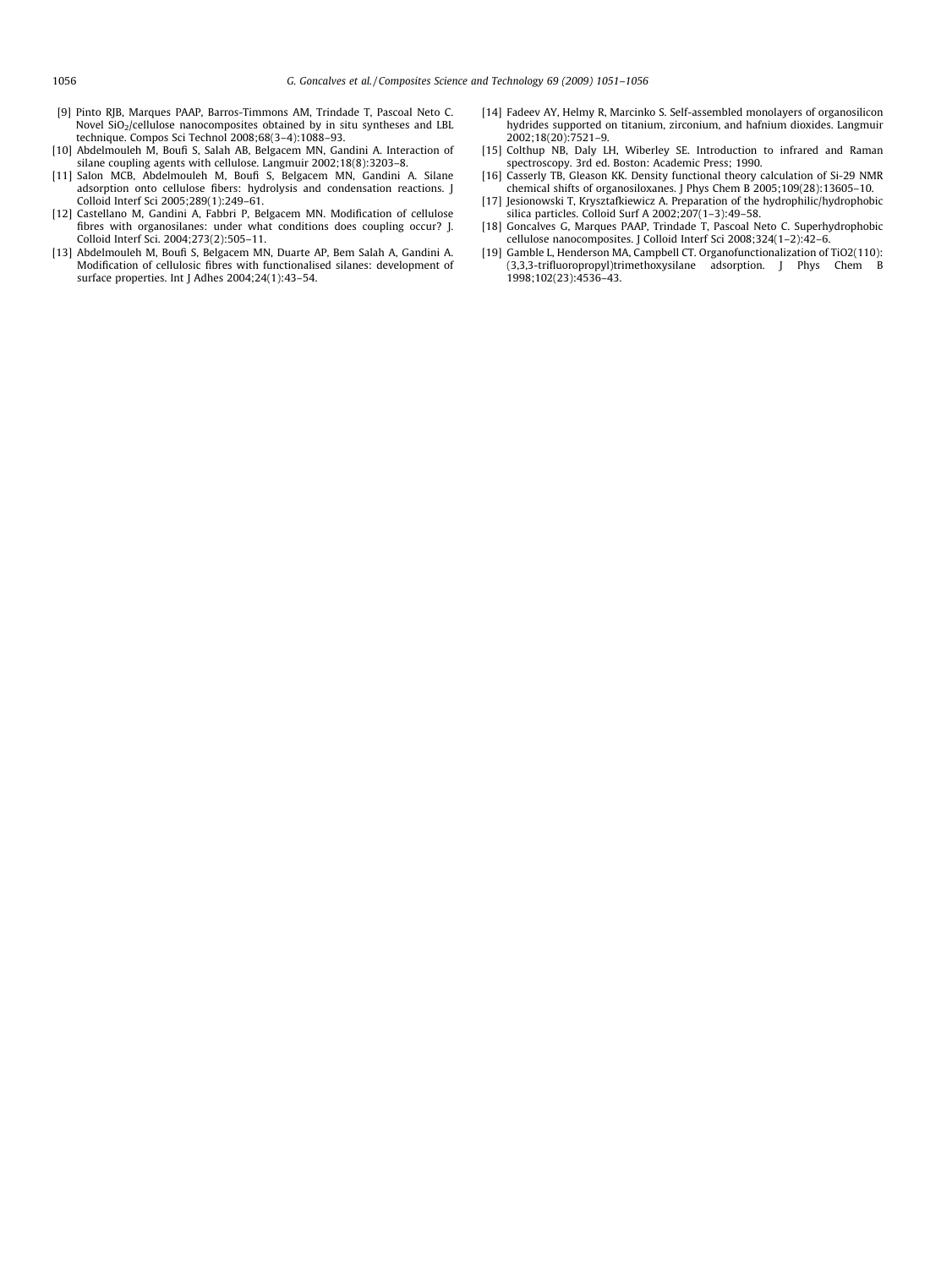[9] Pinto RJB, Marques PAAP, Barros-Timmons AM, Trindade T, Pascoal Neto C. Novel $SiO_2$/cellulose nanocomposites obtained by in situ syntheses and LBL technique. Compos Sci Technol 2008;68(3–4):1088–93.

[10] Abdelmouleh M, Boufi S, Salah AB, Belgacem MN, Gandini A. Interaction of silane coupling agents with cellulose. Langmuir 2002;18(8):3203–8.

[11] Salon MCB, Abdelmouleh M, Boufi S, Belgacem MN, Gandini A. Silane adsorption onto cellulose fibers: hydrolysis and condensation reactions. J Colloid Interf Sci 2005;289(1):249–61.

[12] Castellano M, Gandini A, Fabbri P, Belgacem MN. Modification of cellulose fibres with organosilanes: under what conditions does coupling occur? J. Colloid Interf Sci. 2004;273(2):505–11.

[13] Abdelmouleh M, Boufi S, Belgacem MN, Duarte AP, Bem Salah A, Gandini A. Modification of cellulosic fibres with functionalised silanes: development of surface properties. Int J Adhes 2004;24(1):43–54.

[14] Fadeev AY, Helmy R, Marcinko S. Self-assembled monolayers of organosilicon hydrides supported on titanium, zirconium, and hafnium dioxides. Langmuir 2002;18(20):7521–9.

[15] Colthup NB, Daly LH, Wiberley SE. Introduction to infrared and Raman spectroscopy. 3rd ed. Boston: Academic Press; 1990.

[16] Casserly TB, Gleason KK. Density functional theory calculation of Si-29 NMR chemical shifts of organosiloxanes. J Phys Chem B 2005;109(28):13605–10.

[17] Jesionowski T, Krysztafkiewicz A. Preparation of the hydrophilic/hydrophobic silica particles. Colloid Surf A 2002;207(1–3):49–58.

[18] Goncalves G, Marques PAAP, Trindade T, Pascoal Neto C. Superhydrophobic cellulose nanocomposites. J Colloid Interf Sci 2008;324(1–2):42–6.

[19] Gamble L, Henderson MA, Campbell CT. Organofunctionalization of TiO2(110): (3,3,3-trifluoropropyl)trimethoxysilane adsorption. J Phys Chem B 1998;102(23):4536–43.